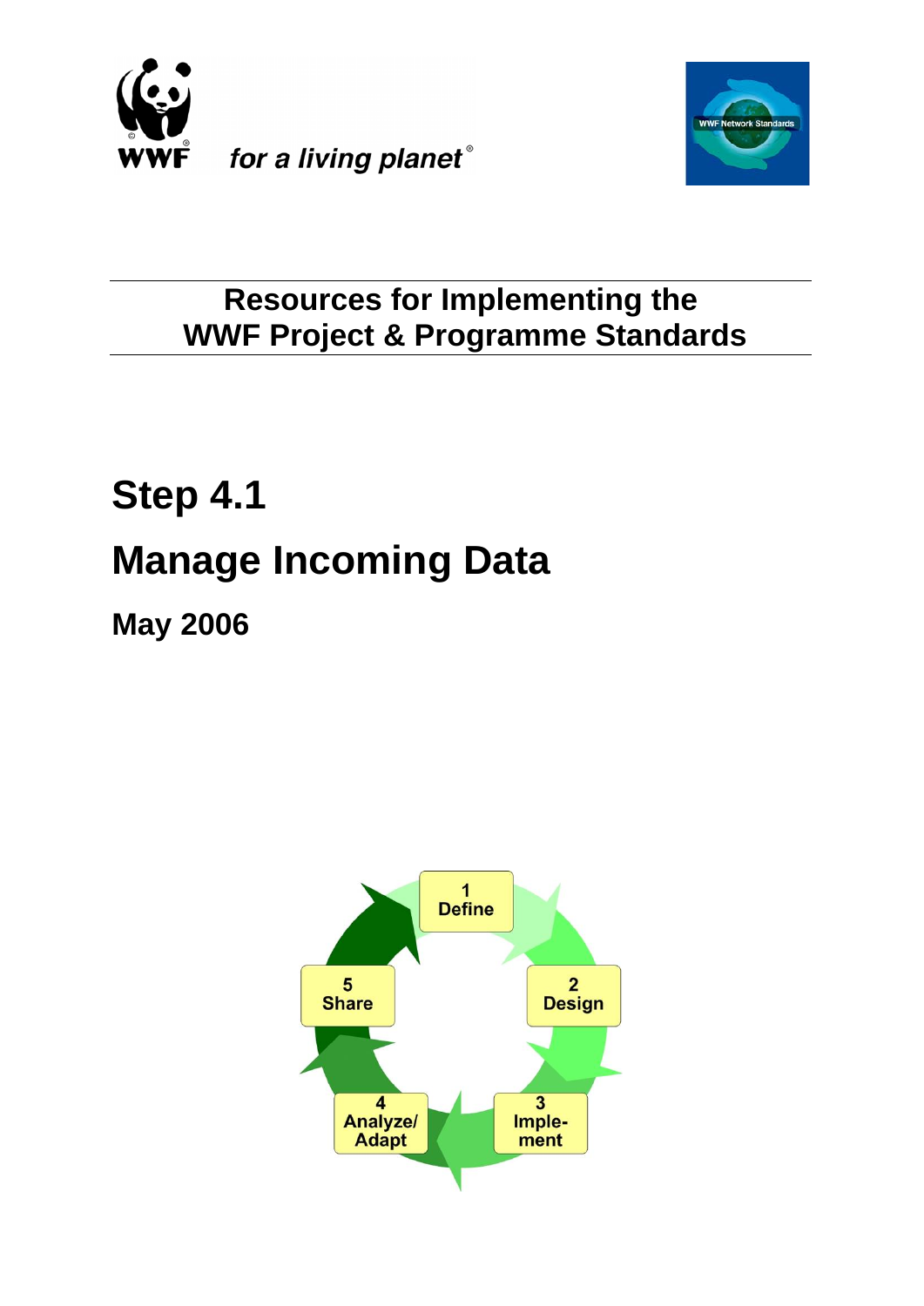WWF *for a living planet*

WWF Network Standards

# Resources for Implementing the WWF Project & Programme Standards

# Step 4.1

# Manage Incoming Data

## May 2006

1 Define

2 Design

3 Imple-ment

4 Analyze/ Adapt

5 Share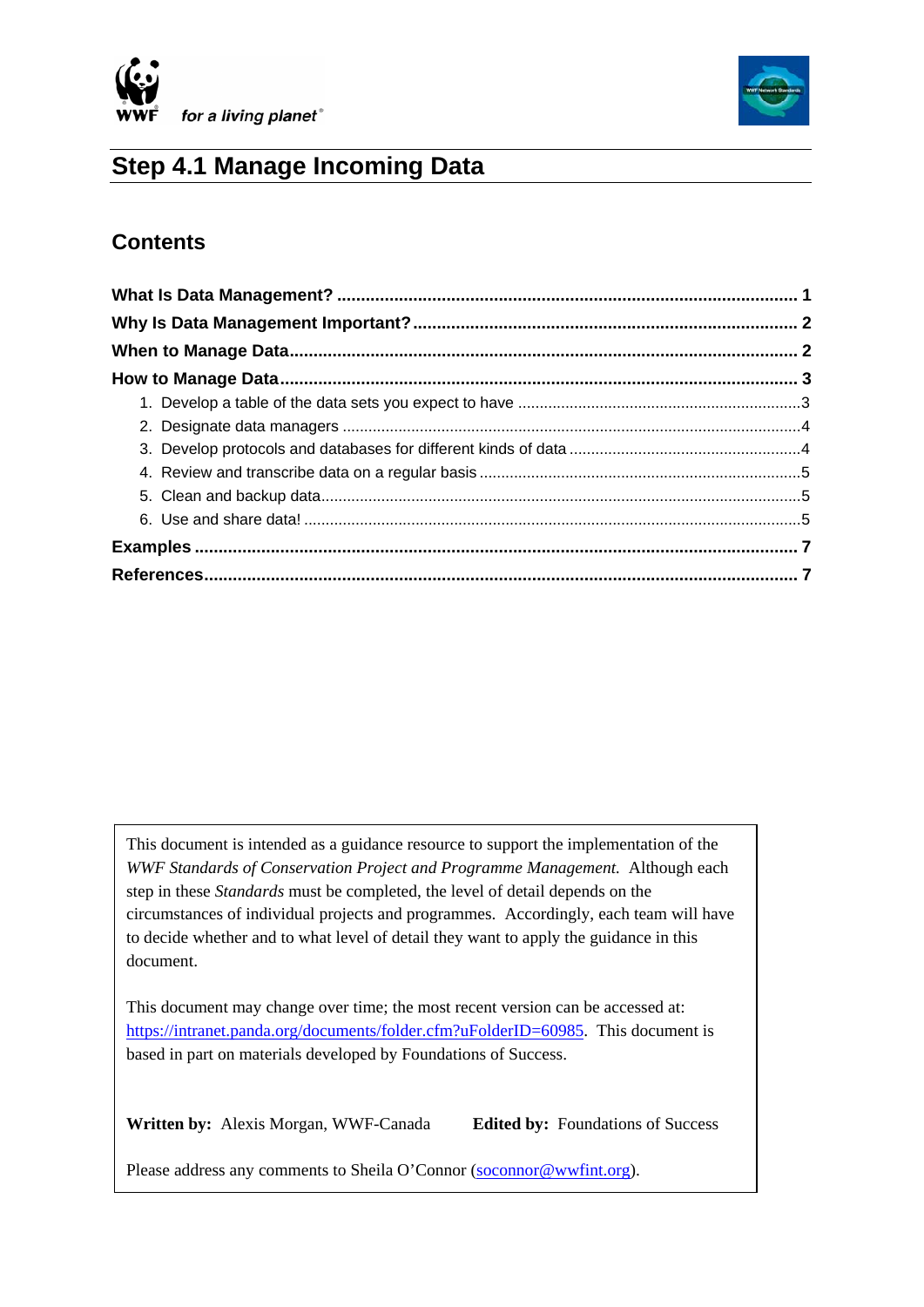# Step 4.1 Manage Incoming Data

## Contents

**What Is Data Management?** ... **1**

**Why Is Data Management Important?** ... **2**

**When to Manage Data** ... **2**

**How to Manage Data** ... **3**

1. Develop a table of the data sets you expect to have ... 3
2. Designate data managers ... 4
3. Develop protocols and databases for different kinds of data ... 4
4. Review and transcribe data on a regular basis ... 5
5. Clean and backup data ... 5
6. Use and share data! ... 5

**Examples** ... **7**

**References** ... **7**

---

This document is intended as a guidance resource to support the implementation of the *WWF Standards of Conservation Project and Programme Management.* Although each step in these *Standards* must be completed, the level of detail depends on the circumstances of individual projects and programmes. Accordingly, each team will have to decide whether and to what level of detail they want to apply the guidance in this document.

This document may change over time; the most recent version can be accessed at: https://intranet.panda.org/documents/folder.cfm?uFolderID=60985. This document is based in part on materials developed by Foundations of Success.

**Written by:** Alexis Morgan, WWF-Canada **Edited by:** Foundations of Success

Please address any comments to Sheila O'Connor (soconnor@wwfint.org).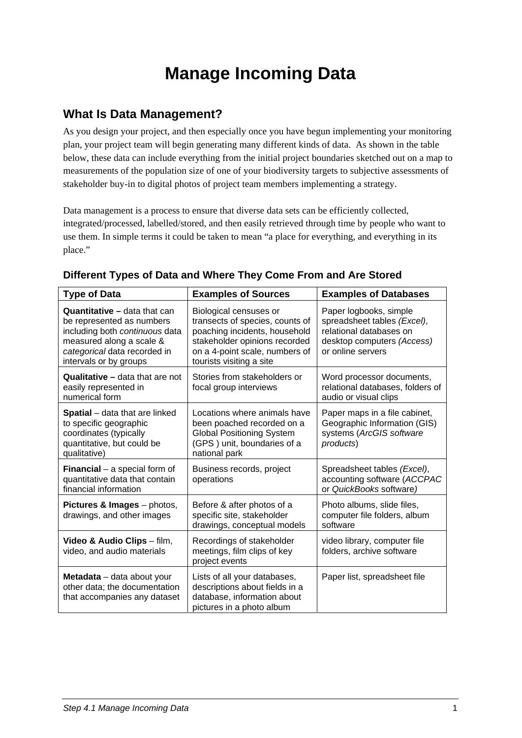# Manage Incoming Data

## What Is Data Management?

As you design your project, and then especially once you have begun implementing your monitoring plan, your project team will begin generating many different kinds of data. As shown in the table below, these data can include everything from the initial project boundaries sketched out on a map to measurements of the population size of one of your biodiversity targets to subjective assessments of stakeholder buy-in to digital photos of project team members implementing a strategy.

Data management is a process to ensure that diverse data sets can be efficiently collected, integrated/processed, labelled/stored, and then easily retrieved through time by people who want to use them. In simple terms it could be taken to mean "a place for everything, and everything in its place."

### Different Types of Data and Where They Come From and Are Stored

| Type of Data | Examples of Sources | Examples of Databases |
|---|---|---|
| **Quantitative –** data that can be represented as numbers including both *continuous* data measured along a scale & *categorical* data recorded in intervals or by groups | Biological censuses or transects of species, counts of poaching incidents, household stakeholder opinions recorded on a 4-point scale, numbers of tourists visiting a site | Paper logbooks, simple spreadsheet tables *(Excel)*, relational databases on desktop computers *(Access)* or online servers |
| **Qualitative –** data that are not easily represented in numerical form | Stories from stakeholders or focal group interviews | Word processor documents, relational databases, folders of audio or visual clips |
| **Spatial** – data that are linked to specific geographic coordinates (typically quantitative, but could be qualitative) | Locations where animals have been poached recorded on a Global Positioning System (GPS ) unit, boundaries of a national park | Paper maps in a file cabinet, Geographic Information (GIS) systems (*ArcGIS software products*) |
| **Financial** – a special form of quantitative data that contain financial information | Business records, project operations | Spreadsheet tables *(Excel)*, accounting software (*ACCPAC* or *QuickBooks* software*)* |
| **Pictures & Images** – photos, drawings, and other images | Before & after photos of a specific site, stakeholder drawings, conceptual models | Photo albums, slide files, computer file folders, album software |
| **Video & Audio Clips** – film, video, and audio materials | Recordings of stakeholder meetings, film clips of key project events | video library, computer file folders, archive software |
| **Metadata** – data about your other data; the documentation that accompanies any dataset | Lists of all your databases, descriptions about fields in a database, information about pictures in a photo album | Paper list, spreadsheet file |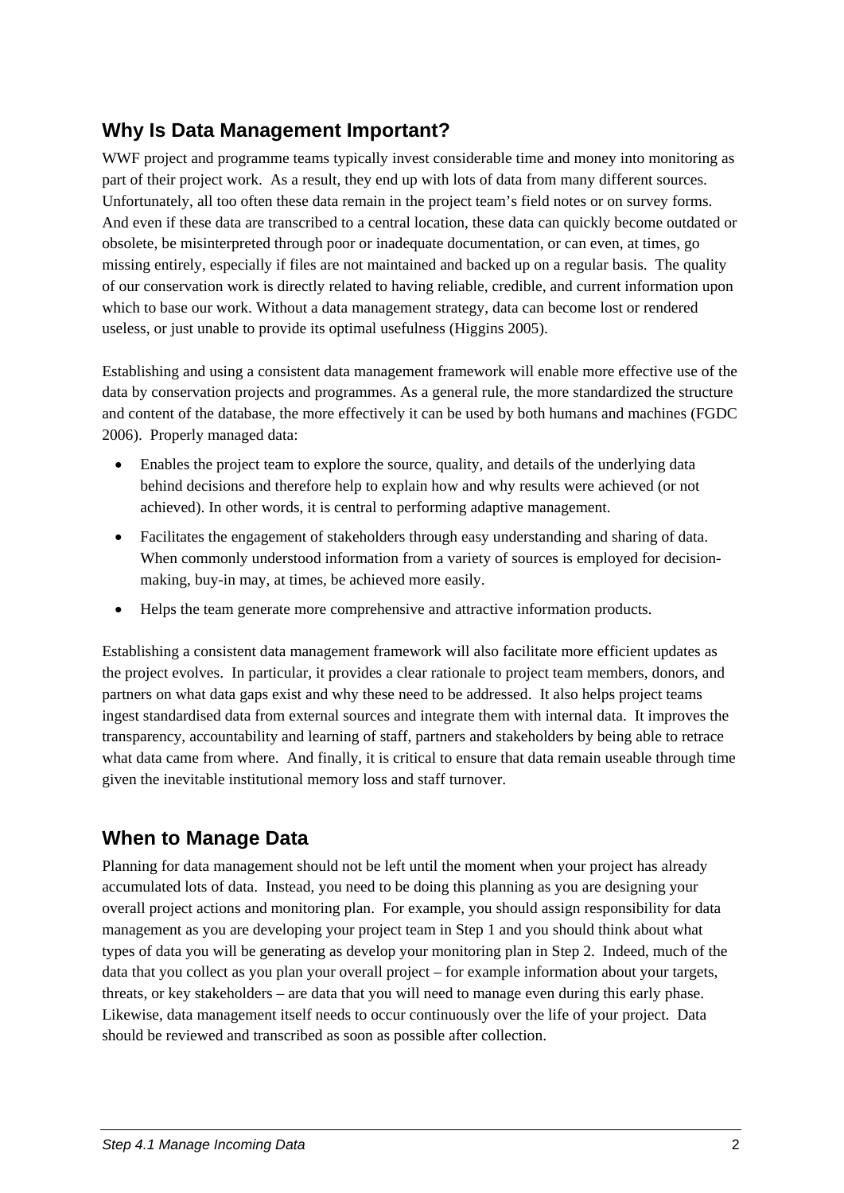## Why Is Data Management Important?

WWF project and programme teams typically invest considerable time and money into monitoring as part of their project work. As a result, they end up with lots of data from many different sources. Unfortunately, all too often these data remain in the project team's field notes or on survey forms. And even if these data are transcribed to a central location, these data can quickly become outdated or obsolete, be misinterpreted through poor or inadequate documentation, or can even, at times, go missing entirely, especially if files are not maintained and backed up on a regular basis. The quality of our conservation work is directly related to having reliable, credible, and current information upon which to base our work. Without a data management strategy, data can become lost or rendered useless, or just unable to provide its optimal usefulness (Higgins 2005).

Establishing and using a consistent data management framework will enable more effective use of the data by conservation projects and programmes. As a general rule, the more standardized the structure and content of the database, the more effectively it can be used by both humans and machines (FGDC 2006). Properly managed data:

- Enables the project team to explore the source, quality, and details of the underlying data behind decisions and therefore help to explain how and why results were achieved (or not achieved). In other words, it is central to performing adaptive management.
- Facilitates the engagement of stakeholders through easy understanding and sharing of data. When commonly understood information from a variety of sources is employed for decision-making, buy-in may, at times, be achieved more easily.
- Helps the team generate more comprehensive and attractive information products.

Establishing a consistent data management framework will also facilitate more efficient updates as the project evolves. In particular, it provides a clear rationale to project team members, donors, and partners on what data gaps exist and why these need to be addressed. It also helps project teams ingest standardised data from external sources and integrate them with internal data. It improves the transparency, accountability and learning of staff, partners and stakeholders by being able to retrace what data came from where. And finally, it is critical to ensure that data remain useable through time given the inevitable institutional memory loss and staff turnover.

## When to Manage Data

Planning for data management should not be left until the moment when your project has already accumulated lots of data. Instead, you need to be doing this planning as you are designing your overall project actions and monitoring plan. For example, you should assign responsibility for data management as you are developing your project team in Step 1 and you should think about what types of data you will be generating as develop your monitoring plan in Step 2. Indeed, much of the data that you collect as you plan your overall project – for example information about your targets, threats, or key stakeholders – are data that you will need to manage even during this early phase. Likewise, data management itself needs to occur continuously over the life of your project. Data should be reviewed and transcribed as soon as possible after collection.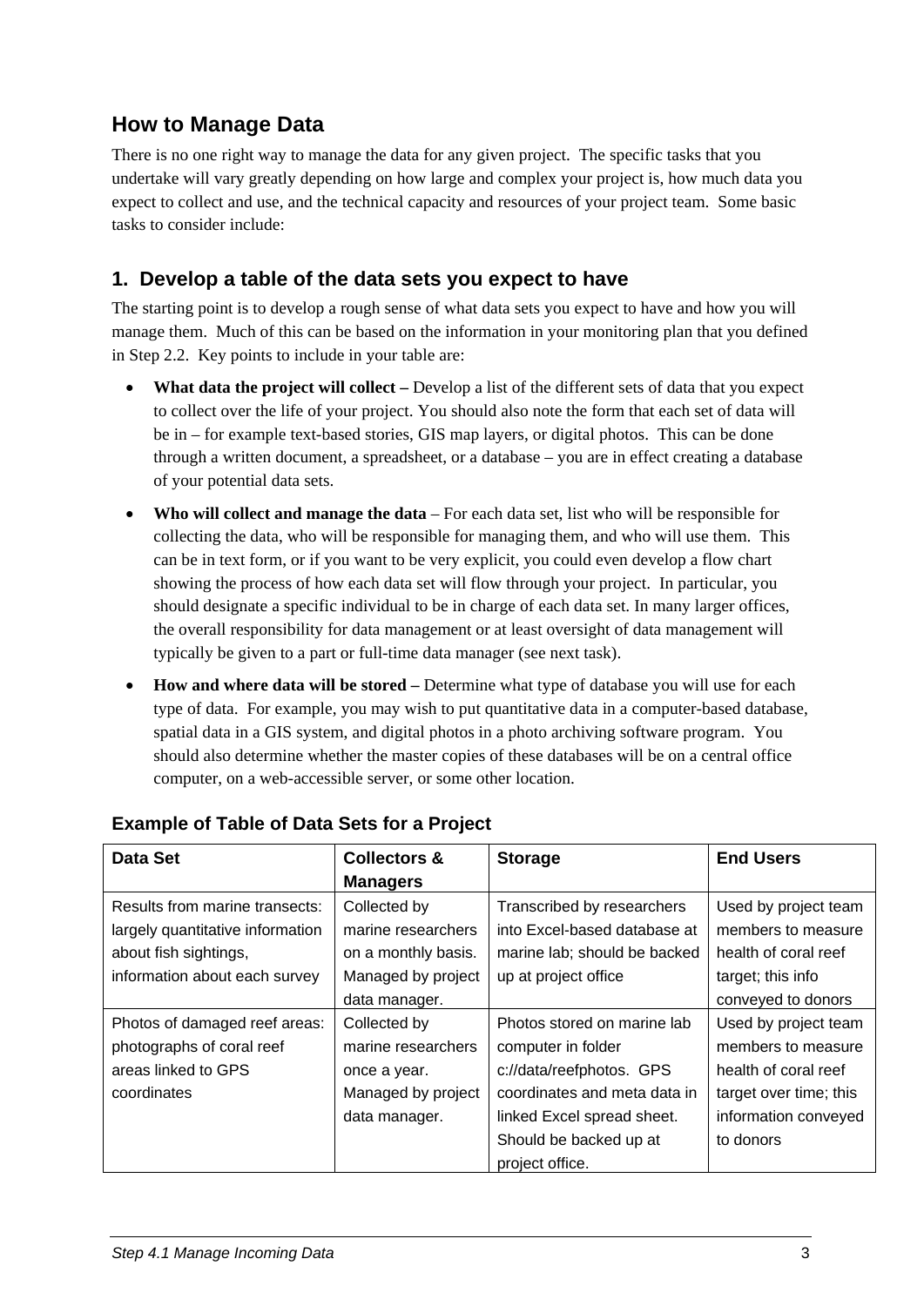## How to Manage Data

There is no one right way to manage the data for any given project. The specific tasks that you undertake will vary greatly depending on how large and complex your project is, how much data you expect to collect and use, and the technical capacity and resources of your project team. Some basic tasks to consider include:

### 1. Develop a table of the data sets you expect to have

The starting point is to develop a rough sense of what data sets you expect to have and how you will manage them. Much of this can be based on the information in your monitoring plan that you defined in Step 2.2. Key points to include in your table are:

- **What data the project will collect –** Develop a list of the different sets of data that you expect to collect over the life of your project. You should also note the form that each set of data will be in – for example text-based stories, GIS map layers, or digital photos. This can be done through a written document, a spreadsheet, or a database – you are in effect creating a database of your potential data sets.
- **Who will collect and manage the data** – For each data set, list who will be responsible for collecting the data, who will be responsible for managing them, and who will use them. This can be in text form, or if you want to be very explicit, you could even develop a flow chart showing the process of how each data set will flow through your project. In particular, you should designate a specific individual to be in charge of each data set. In many larger offices, the overall responsibility for data management or at least oversight of data management will typically be given to a part or full-time data manager (see next task).
- **How and where data will be stored –** Determine what type of database you will use for each type of data. For example, you may wish to put quantitative data in a computer-based database, spatial data in a GIS system, and digital photos in a photo archiving software program. You should also determine whether the master copies of these databases will be on a central office computer, on a web-accessible server, or some other location.

**Example of Table of Data Sets for a Project**

| Data Set | Collectors & Managers | Storage | End Users |
|---|---|---|---|
| Results from marine transects: largely quantitative information about fish sightings, information about each survey | Collected by marine researchers on a monthly basis. Managed by project data manager. | Transcribed by researchers into Excel-based database at marine lab; should be backed up at project office | Used by project team members to measure health of coral reef target; this info conveyed to donors |
| Photos of damaged reef areas: photographs of coral reef areas linked to GPS coordinates | Collected by marine researchers once a year. Managed by project data manager. | Photos stored on marine lab computer in folder c://data/reefphotos. GPS coordinates and meta data in linked Excel spread sheet. Should be backed up at project office. | Used by project team members to measure health of coral reef target over time; this information conveyed to donors |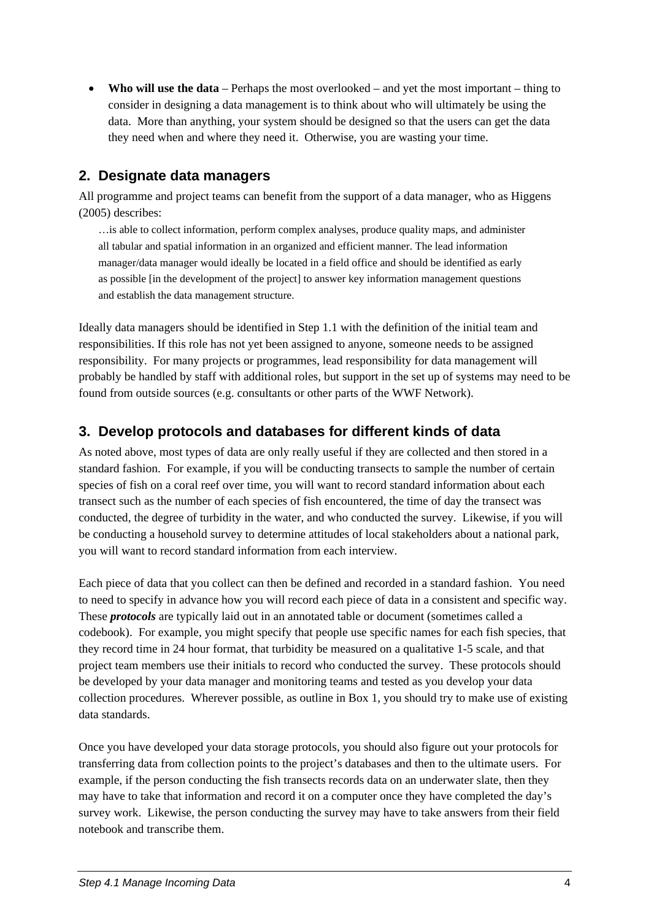- **Who will use the data** – Perhaps the most overlooked – and yet the most important – thing to consider in designing a data management is to think about who will ultimately be using the data. More than anything, your system should be designed so that the users can get the data they need when and where they need it. Otherwise, you are wasting your time.

## 2. Designate data managers

All programme and project teams can benefit from the support of a data manager, who as Higgens (2005) describes:

> …is able to collect information, perform complex analyses, produce quality maps, and administer all tabular and spatial information in an organized and efficient manner. The lead information manager/data manager would ideally be located in a field office and should be identified as early as possible [in the development of the project] to answer key information management questions and establish the data management structure.

Ideally data managers should be identified in Step 1.1 with the definition of the initial team and responsibilities. If this role has not yet been assigned to anyone, someone needs to be assigned responsibility. For many projects or programmes, lead responsibility for data management will probably be handled by staff with additional roles, but support in the set up of systems may need to be found from outside sources (e.g. consultants or other parts of the WWF Network).

## 3. Develop protocols and databases for different kinds of data

As noted above, most types of data are only really useful if they are collected and then stored in a standard fashion. For example, if you will be conducting transects to sample the number of certain species of fish on a coral reef over time, you will want to record standard information about each transect such as the number of each species of fish encountered, the time of day the transect was conducted, the degree of turbidity in the water, and who conducted the survey. Likewise, if you will be conducting a household survey to determine attitudes of local stakeholders about a national park, you will want to record standard information from each interview.

Each piece of data that you collect can then be defined and recorded in a standard fashion. You need to need to specify in advance how you will record each piece of data in a consistent and specific way. These ***protocols*** are typically laid out in an annotated table or document (sometimes called a codebook). For example, you might specify that people use specific names for each fish species, that they record time in 24 hour format, that turbidity be measured on a qualitative 1-5 scale, and that project team members use their initials to record who conducted the survey. These protocols should be developed by your data manager and monitoring teams and tested as you develop your data collection procedures. Wherever possible, as outline in Box 1, you should try to make use of existing data standards.

Once you have developed your data storage protocols, you should also figure out your protocols for transferring data from collection points to the project's databases and then to the ultimate users. For example, if the person conducting the fish transects records data on an underwater slate, then they may have to take that information and record it on a computer once they have completed the day's survey work. Likewise, the person conducting the survey may have to take answers from their field notebook and transcribe them.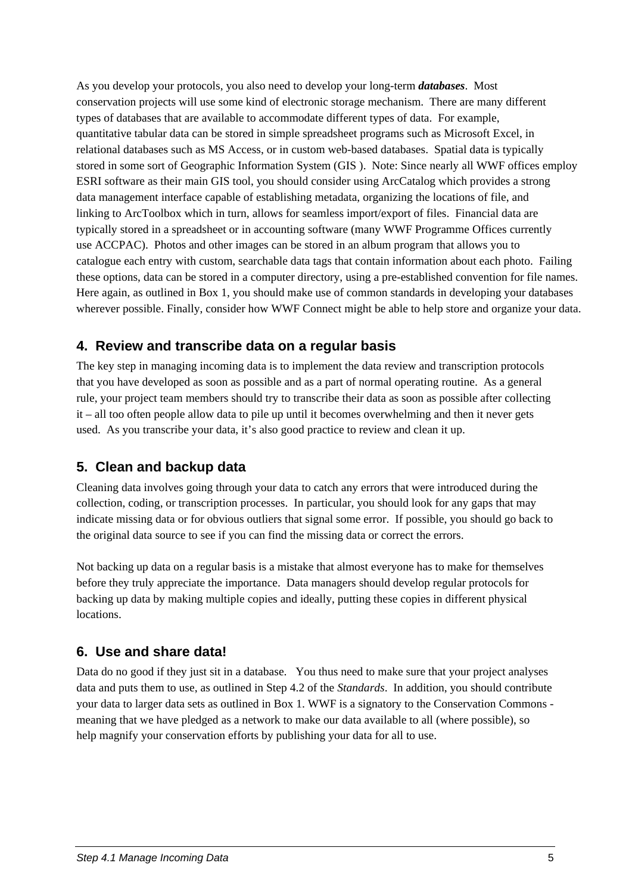As you develop your protocols, you also need to develop your long-term ***databases***. Most conservation projects will use some kind of electronic storage mechanism. There are many different types of databases that are available to accommodate different types of data. For example, quantitative tabular data can be stored in simple spreadsheet programs such as Microsoft Excel, in relational databases such as MS Access, or in custom web-based databases. Spatial data is typically stored in some sort of Geographic Information System (GIS ). Note: Since nearly all WWF offices employ ESRI software as their main GIS tool, you should consider using ArcCatalog which provides a strong data management interface capable of establishing metadata, organizing the locations of file, and linking to ArcToolbox which in turn, allows for seamless import/export of files. Financial data are typically stored in a spreadsheet or in accounting software (many WWF Programme Offices currently use ACCPAC). Photos and other images can be stored in an album program that allows you to catalogue each entry with custom, searchable data tags that contain information about each photo. Failing these options, data can be stored in a computer directory, using a pre-established convention for file names. Here again, as outlined in Box 1, you should make use of common standards in developing your databases wherever possible. Finally, consider how WWF Connect might be able to help store and organize your data.

## 4. Review and transcribe data on a regular basis

The key step in managing incoming data is to implement the data review and transcription protocols that you have developed as soon as possible and as a part of normal operating routine. As a general rule, your project team members should try to transcribe their data as soon as possible after collecting it – all too often people allow data to pile up until it becomes overwhelming and then it never gets used. As you transcribe your data, it's also good practice to review and clean it up.

## 5. Clean and backup data

Cleaning data involves going through your data to catch any errors that were introduced during the collection, coding, or transcription processes. In particular, you should look for any gaps that may indicate missing data or for obvious outliers that signal some error. If possible, you should go back to the original data source to see if you can find the missing data or correct the errors.

Not backing up data on a regular basis is a mistake that almost everyone has to make for themselves before they truly appreciate the importance. Data managers should develop regular protocols for backing up data by making multiple copies and ideally, putting these copies in different physical locations.

## 6. Use and share data!

Data do no good if they just sit in a database. You thus need to make sure that your project analyses data and puts them to use, as outlined in Step 4.2 of the *Standards*. In addition, you should contribute your data to larger data sets as outlined in Box 1. WWF is a signatory to the Conservation Commons - meaning that we have pledged as a network to make our data available to all (where possible), so help magnify your conservation efforts by publishing your data for all to use.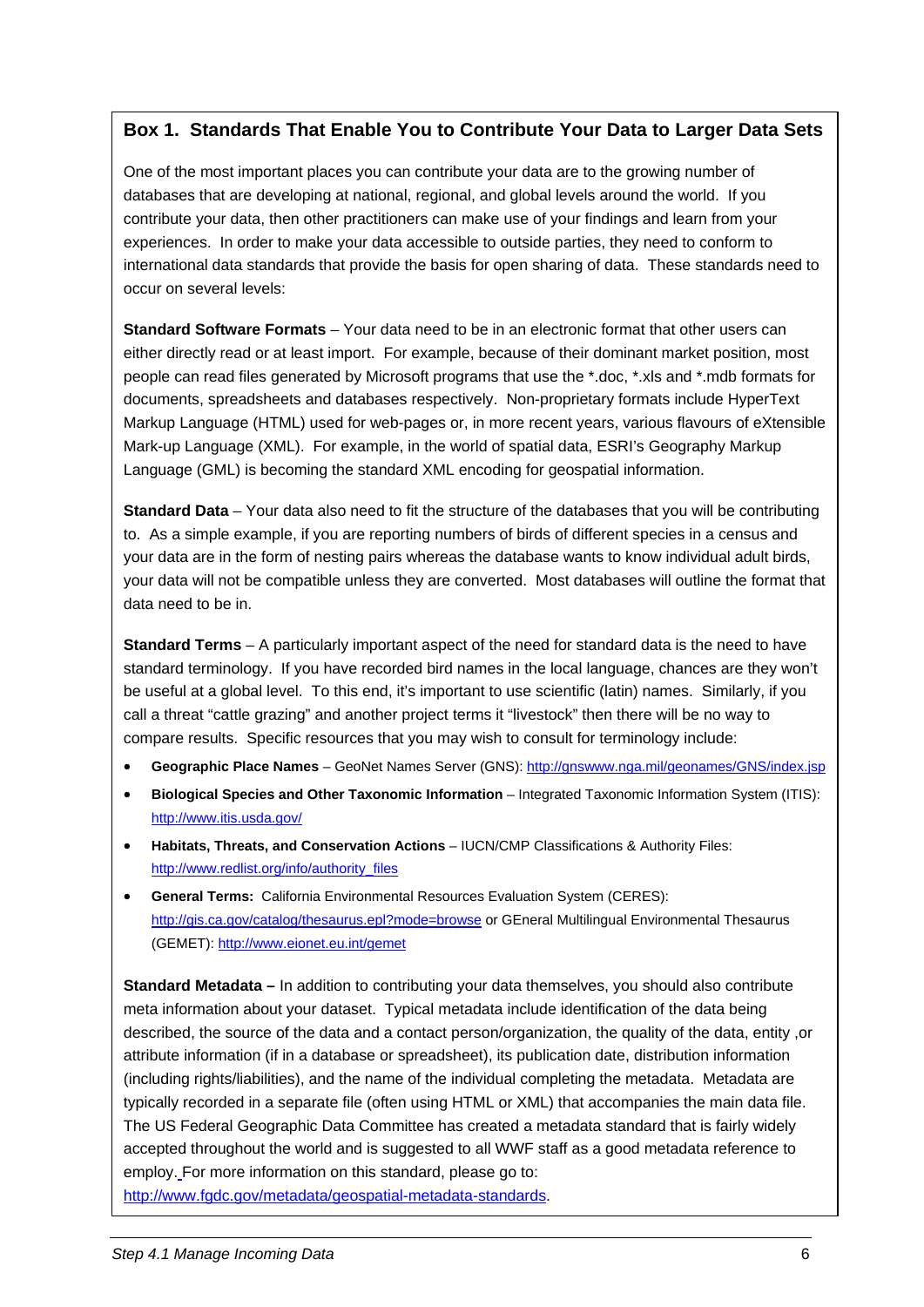## Box 1. Standards That Enable You to Contribute Your Data to Larger Data Sets

One of the most important places you can contribute your data are to the growing number of databases that are developing at national, regional, and global levels around the world. If you contribute your data, then other practitioners can make use of your findings and learn from your experiences. In order to make your data accessible to outside parties, they need to conform to international data standards that provide the basis for open sharing of data. These standards need to occur on several levels:

**Standard Software Formats** – Your data need to be in an electronic format that other users can either directly read or at least import. For example, because of their dominant market position, most people can read files generated by Microsoft programs that use the *.doc, *.xls and *.mdb formats for documents, spreadsheets and databases respectively. Non-proprietary formats include HyperText Markup Language (HTML) used for web-pages or, in more recent years, various flavours of eXtensible Mark-up Language (XML). For example, in the world of spatial data, ESRI's Geography Markup Language (GML) is becoming the standard XML encoding for geospatial information.

**Standard Data** – Your data also need to fit the structure of the databases that you will be contributing to. As a simple example, if you are reporting numbers of birds of different species in a census and your data are in the form of nesting pairs whereas the database wants to know individual adult birds, your data will not be compatible unless they are converted. Most databases will outline the format that data need to be in.

**Standard Terms** – A particularly important aspect of the need for standard data is the need to have standard terminology. If you have recorded bird names in the local language, chances are they won't be useful at a global level. To this end, it's important to use scientific (latin) names. Similarly, if you call a threat "cattle grazing" and another project terms it "livestock" then there will be no way to compare results. Specific resources that you may wish to consult for terminology include:

- **Geographic Place Names** – GeoNet Names Server (GNS): http://gnswww.nga.mil/geonames/GNS/index.jsp
- **Biological Species and Other Taxonomic Information** – Integrated Taxonomic Information System (ITIS): http://www.itis.usda.gov/
- **Habitats, Threats, and Conservation Actions** – IUCN/CMP Classifications & Authority Files: http://www.redlist.org/info/authority_files
- **General Terms:** California Environmental Resources Evaluation System (CERES): http://gis.ca.gov/catalog/thesaurus.epl?mode=browse or GEneral Multilingual Environmental Thesaurus (GEMET): http://www.eionet.eu.int/gemet

**Standard Metadata –** In addition to contributing your data themselves, you should also contribute meta information about your dataset. Typical metadata include identification of the data being described, the source of the data and a contact person/organization, the quality of the data, entity ,or attribute information (if in a database or spreadsheet), its publication date, distribution information (including rights/liabilities), and the name of the individual completing the metadata. Metadata are typically recorded in a separate file (often using HTML or XML) that accompanies the main data file. The US Federal Geographic Data Committee has created a metadata standard that is fairly widely accepted throughout the world and is suggested to all WWF staff as a good metadata reference to employ. For more information on this standard, please go to: http://www.fgdc.gov/metadata/geospatial-metadata-standards.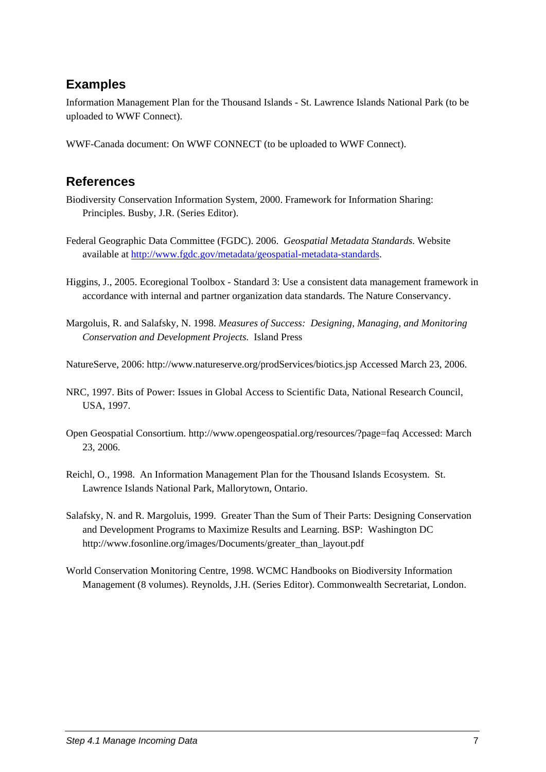## Examples

Information Management Plan for the Thousand Islands - St. Lawrence Islands National Park (to be uploaded to WWF Connect).

WWF-Canada document: On WWF CONNECT (to be uploaded to WWF Connect).

## References

Biodiversity Conservation Information System, 2000. Framework for Information Sharing: Principles. Busby, J.R. (Series Editor).

Federal Geographic Data Committee (FGDC). 2006. *Geospatial Metadata Standards.* Website available at http://www.fgdc.gov/metadata/geospatial-metadata-standards.

Higgins, J., 2005. Ecoregional Toolbox - Standard 3: Use a consistent data management framework in accordance with internal and partner organization data standards. The Nature Conservancy.

Margoluis, R. and Salafsky, N. 1998. *Measures of Success: Designing, Managing, and Monitoring Conservation and Development Projects.* Island Press

NatureServe, 2006: http://www.natureserve.org/prodServices/biotics.jsp Accessed March 23, 2006.

NRC, 1997. Bits of Power: Issues in Global Access to Scientific Data, National Research Council, USA, 1997.

Open Geospatial Consortium. http://www.opengeospatial.org/resources/?page=faq Accessed: March 23, 2006.

Reichl, O., 1998. An Information Management Plan for the Thousand Islands Ecosystem. St. Lawrence Islands National Park, Mallorytown, Ontario.

Salafsky, N. and R. Margoluis, 1999. Greater Than the Sum of Their Parts: Designing Conservation and Development Programs to Maximize Results and Learning. BSP: Washington DC http://www.fosonline.org/images/Documents/greater_than_layout.pdf

World Conservation Monitoring Centre, 1998. WCMC Handbooks on Biodiversity Information Management (8 volumes). Reynolds, J.H. (Series Editor). Commonwealth Secretariat, London.